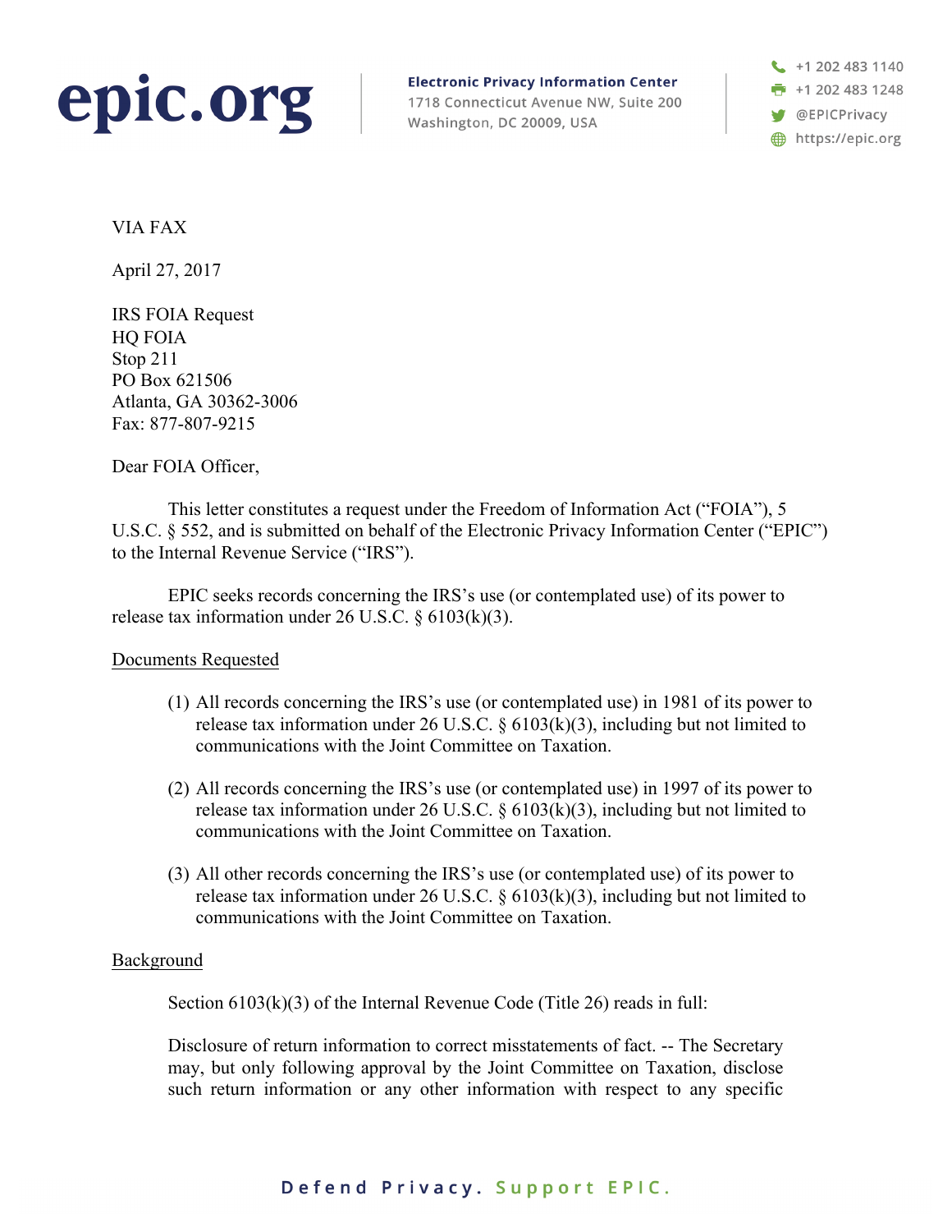**epic.org**

**Electronic Privacy Information Center**
1718 Connecticut Avenue NW, Suite 200
Washington, DC 20009, USA

+1 202 483 1140
+1 202 483 1248
@EPICPrivacy
https://epic.org

VIA FAX

April 27, 2017

IRS FOIA Request
HQ FOIA
Stop 211
PO Box 621506
Atlanta, GA 30362-3006
Fax: 877-807-9215

Dear FOIA Officer,

This letter constitutes a request under the Freedom of Information Act ("FOIA"), 5 U.S.C. § 552, and is submitted on behalf of the Electronic Privacy Information Center ("EPIC") to the Internal Revenue Service ("IRS").

EPIC seeks records concerning the IRS's use (or contemplated use) of its power to release tax information under 26 U.S.C. § 6103(k)(3).

## Documents Requested

(1) All records concerning the IRS's use (or contemplated use) in 1981 of its power to release tax information under 26 U.S.C. § 6103(k)(3), including but not limited to communications with the Joint Committee on Taxation.

(2) All records concerning the IRS's use (or contemplated use) in 1997 of its power to release tax information under 26 U.S.C. § 6103(k)(3), including but not limited to communications with the Joint Committee on Taxation.

(3) All other records concerning the IRS's use (or contemplated use) of its power to release tax information under 26 U.S.C. § 6103(k)(3), including but not limited to communications with the Joint Committee on Taxation.

## Background

Section 6103(k)(3) of the Internal Revenue Code (Title 26) reads in full:

> Disclosure of return information to correct misstatements of fact. -- The Secretary may, but only following approval by the Joint Committee on Taxation, disclose such return information or any other information with respect to any specific

Defend Privacy. Support EPIC.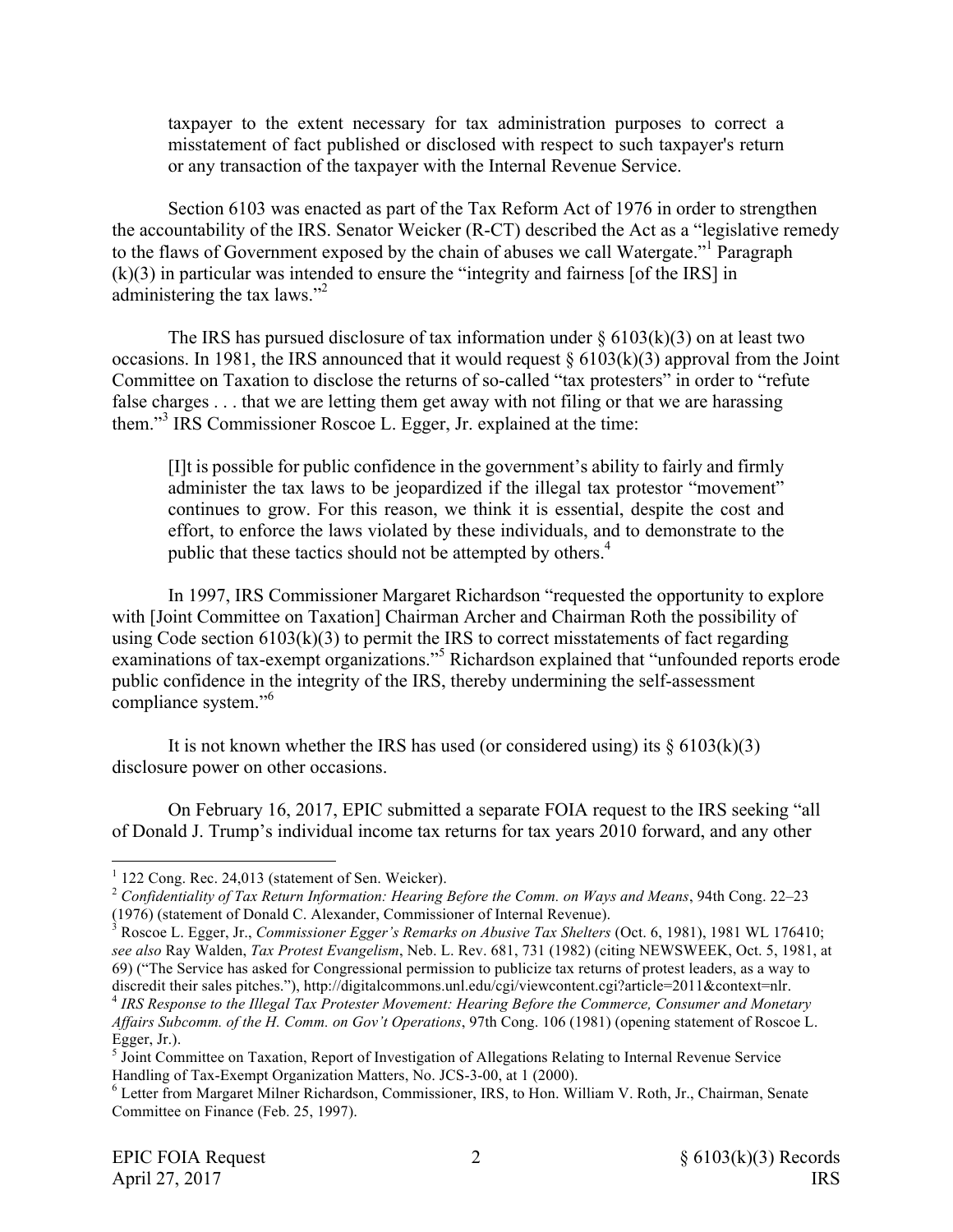taxpayer to the extent necessary for tax administration purposes to correct a misstatement of fact published or disclosed with respect to such taxpayer's return or any transaction of the taxpayer with the Internal Revenue Service.

Section 6103 was enacted as part of the Tax Reform Act of 1976 in order to strengthen the accountability of the IRS. Senator Weicker (R-CT) described the Act as a "legislative remedy to the flaws of Government exposed by the chain of abuses we call Watergate."[1] Paragraph (k)(3) in particular was intended to ensure the "integrity and fairness [of the IRS] in administering the tax laws."[2]

The IRS has pursued disclosure of tax information under § 6103(k)(3) on at least two occasions. In 1981, the IRS announced that it would request § 6103(k)(3) approval from the Joint Committee on Taxation to disclose the returns of so-called "tax protesters" in order to "refute false charges . . . that we are letting them get away with not filing or that we are harassing them."[3] IRS Commissioner Roscoe L. Egger, Jr. explained at the time:

> [I]t is possible for public confidence in the government's ability to fairly and firmly administer the tax laws to be jeopardized if the illegal tax protestor "movement" continues to grow. For this reason, we think it is essential, despite the cost and effort, to enforce the laws violated by these individuals, and to demonstrate to the public that these tactics should not be attempted by others.[4]

In 1997, IRS Commissioner Margaret Richardson "requested the opportunity to explore with [Joint Committee on Taxation] Chairman Archer and Chairman Roth the possibility of using Code section 6103(k)(3) to permit the IRS to correct misstatements of fact regarding examinations of tax-exempt organizations."[5] Richardson explained that "unfounded reports erode public confidence in the integrity of the IRS, thereby undermining the self-assessment compliance system."[6]

It is not known whether the IRS has used (or considered using) its § 6103(k)(3) disclosure power on other occasions.

On February 16, 2017, EPIC submitted a separate FOIA request to the IRS seeking "all of Donald J. Trump's individual income tax returns for tax years 2010 forward, and any other

---

[1] 122 Cong. Rec. 24,013 (statement of Sen. Weicker).

[2] *Confidentiality of Tax Return Information: Hearing Before the Comm. on Ways and Means*, 94th Cong. 22–23 (1976) (statement of Donald C. Alexander, Commissioner of Internal Revenue).

[3] Roscoe L. Egger, Jr., *Commissioner Egger's Remarks on Abusive Tax Shelters* (Oct. 6, 1981), 1981 WL 176410; *see also* Ray Walden, *Tax Protest Evangelism*, Neb. L. Rev. 681, 731 (1982) (citing NEWSWEEK, Oct. 5, 1981, at 69) ("The Service has asked for Congressional permission to publicize tax returns of protest leaders, as a way to discredit their sales pitches."), http://digitalcommons.unl.edu/cgi/viewcontent.cgi?article=2011&context=nlr.

[4] *IRS Response to the Illegal Tax Protester Movement: Hearing Before the Commerce, Consumer and Monetary Affairs Subcomm. of the H. Comm. on Gov't Operations*, 97th Cong. 106 (1981) (opening statement of Roscoe L. Egger, Jr.).

[5] Joint Committee on Taxation, Report of Investigation of Allegations Relating to Internal Revenue Service Handling of Tax-Exempt Organization Matters, No. JCS-3-00, at 1 (2000).

[6] Letter from Margaret Milner Richardson, Commissioner, IRS, to Hon. William V. Roth, Jr., Chairman, Senate Committee on Finance (Feb. 25, 1997).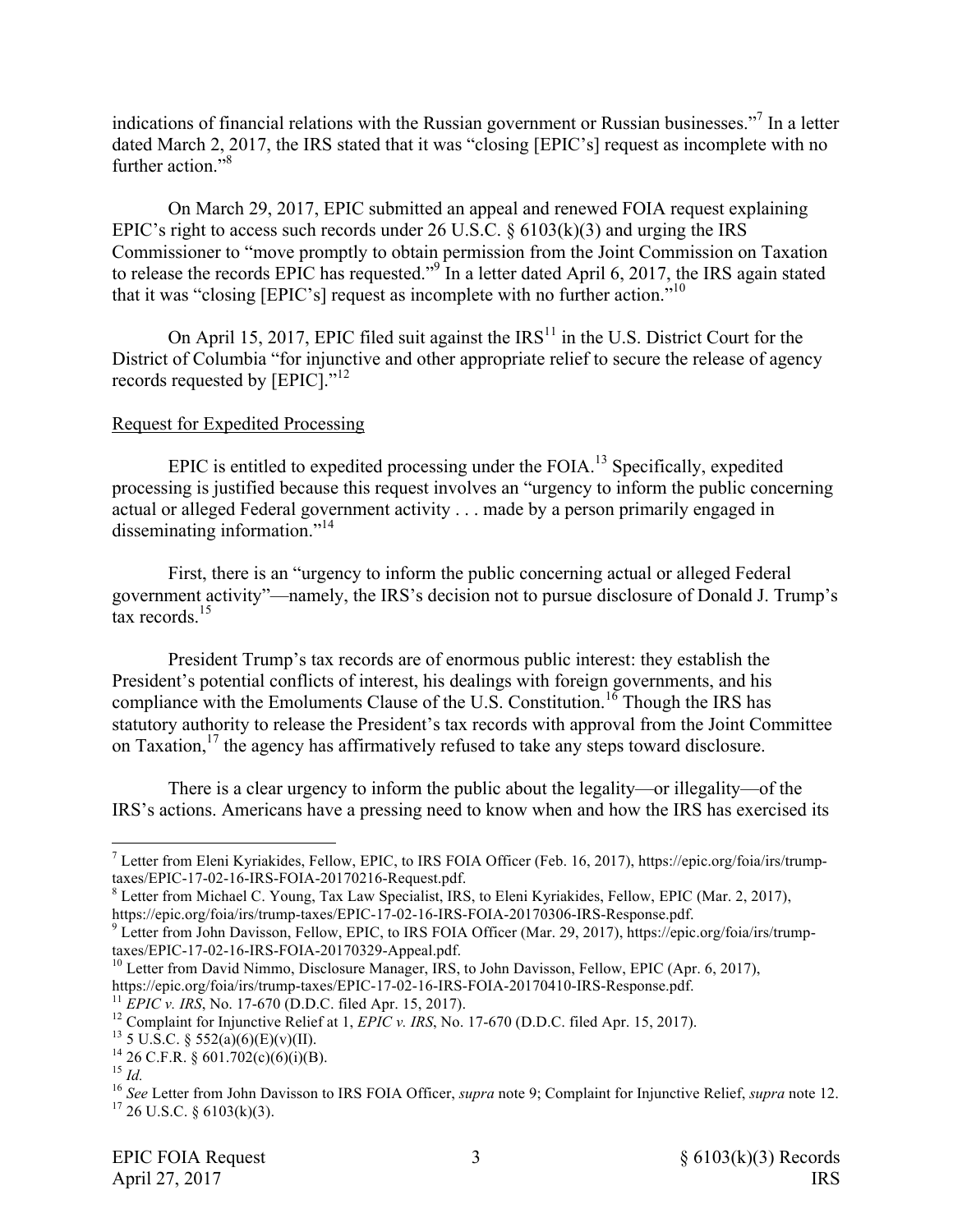indications of financial relations with the Russian government or Russian businesses."[7] In a letter dated March 2, 2017, the IRS stated that it was "closing [EPIC's] request as incomplete with no further action."[8]

On March 29, 2017, EPIC submitted an appeal and renewed FOIA request explaining EPIC's right to access such records under 26 U.S.C. § 6103(k)(3) and urging the IRS Commissioner to "move promptly to obtain permission from the Joint Commission on Taxation to release the records EPIC has requested."[9] In a letter dated April 6, 2017, the IRS again stated that it was "closing [EPIC's] request as incomplete with no further action."[10]

On April 15, 2017, EPIC filed suit against the IRS[11] in the U.S. District Court for the District of Columbia "for injunctive and other appropriate relief to secure the release of agency records requested by [EPIC]."[12]

Request for Expedited Processing

EPIC is entitled to expedited processing under the FOIA.[13] Specifically, expedited processing is justified because this request involves an "urgency to inform the public concerning actual or alleged Federal government activity . . . made by a person primarily engaged in disseminating information."[14]

First, there is an "urgency to inform the public concerning actual or alleged Federal government activity"—namely, the IRS's decision not to pursue disclosure of Donald J. Trump's tax records.[15]

President Trump's tax records are of enormous public interest: they establish the President's potential conflicts of interest, his dealings with foreign governments, and his compliance with the Emoluments Clause of the U.S. Constitution.[16] Though the IRS has statutory authority to release the President's tax records with approval from the Joint Committee on Taxation,[17] the agency has affirmatively refused to take any steps toward disclosure.

There is a clear urgency to inform the public about the legality—or illegality—of the IRS's actions. Americans have a pressing need to know when and how the IRS has exercised its

---

[7] Letter from Eleni Kyriakides, Fellow, EPIC, to IRS FOIA Officer (Feb. 16, 2017), https://epic.org/foia/irs/trump-taxes/EPIC-17-02-16-IRS-FOIA-20170216-Request.pdf.

[8] Letter from Michael C. Young, Tax Law Specialist, IRS, to Eleni Kyriakides, Fellow, EPIC (Mar. 2, 2017), https://epic.org/foia/irs/trump-taxes/EPIC-17-02-16-IRS-FOIA-20170306-IRS-Response.pdf.

[9] Letter from John Davisson, Fellow, EPIC, to IRS FOIA Officer (Mar. 29, 2017), https://epic.org/foia/irs/trump-taxes/EPIC-17-02-16-IRS-FOIA-20170329-Appeal.pdf.

[10] Letter from David Nimmo, Disclosure Manager, IRS, to John Davisson, Fellow, EPIC (Apr. 6, 2017), https://epic.org/foia/irs/trump-taxes/EPIC-17-02-16-IRS-FOIA-20170410-IRS-Response.pdf.

[11] *EPIC v. IRS*, No. 17-670 (D.D.C. filed Apr. 15, 2017).

[12] Complaint for Injunctive Relief at 1, *EPIC v. IRS*, No. 17-670 (D.D.C. filed Apr. 15, 2017).

[13] 5 U.S.C. § 552(a)(6)(E)(v)(II).

[14] 26 C.F.R. § 601.702(c)(6)(i)(B).

[15] *Id.*

[16] *See* Letter from John Davisson to IRS FOIA Officer, *supra* note 9; Complaint for Injunctive Relief, *supra* note 12.

[17] 26 U.S.C. § 6103(k)(3).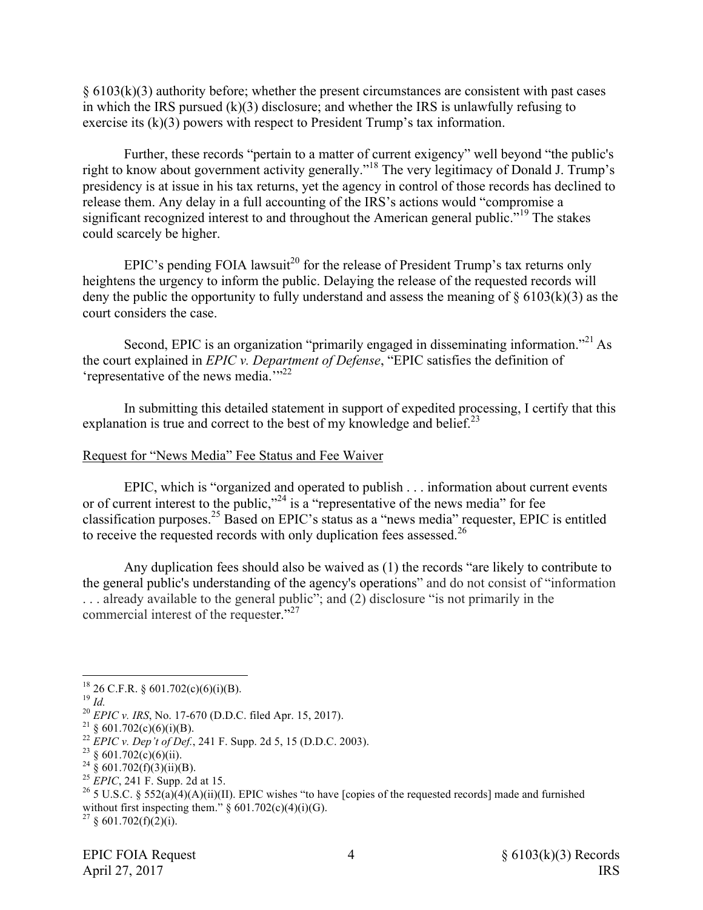§ 6103(k)(3) authority before; whether the present circumstances are consistent with past cases in which the IRS pursued (k)(3) disclosure; and whether the IRS is unlawfully refusing to exercise its (k)(3) powers with respect to President Trump's tax information.

Further, these records "pertain to a matter of current exigency" well beyond "the public's right to know about government activity generally."[18] The very legitimacy of Donald J. Trump's presidency is at issue in his tax returns, yet the agency in control of those records has declined to release them. Any delay in a full accounting of the IRS's actions would "compromise a significant recognized interest to and throughout the American general public."[19] The stakes could scarcely be higher.

EPIC's pending FOIA lawsuit[20] for the release of President Trump's tax returns only heightens the urgency to inform the public. Delaying the release of the requested records will deny the public the opportunity to fully understand and assess the meaning of § 6103(k)(3) as the court considers the case.

Second, EPIC is an organization "primarily engaged in disseminating information."[21] As the court explained in *EPIC v. Department of Defense*, "EPIC satisfies the definition of 'representative of the news media.'"[22]

In submitting this detailed statement in support of expedited processing, I certify that this explanation is true and correct to the best of my knowledge and belief.[23]

Request for "News Media" Fee Status and Fee Waiver

EPIC, which is "organized and operated to publish . . . information about current events or of current interest to the public,"[24] is a "representative of the news media" for fee classification purposes.[25] Based on EPIC's status as a "news media" requester, EPIC is entitled to receive the requested records with only duplication fees assessed.[26]

Any duplication fees should also be waived as (1) the records "are likely to contribute to the general public's understanding of the agency's operations" and do not consist of "information . . . already available to the general public"; and (2) disclosure "is not primarily in the commercial interest of the requester."[27]

---

[18] 26 C.F.R. § 601.702(c)(6)(i)(B).

[19] *Id.*

[20] *EPIC v. IRS*, No. 17-670 (D.D.C. filed Apr. 15, 2017).

[21] § 601.702(c)(6)(i)(B).

[22] *EPIC v. Dep't of Def.*, 241 F. Supp. 2d 5, 15 (D.D.C. 2003).

[23] § 601.702(c)(6)(ii).

[24] § 601.702(f)(3)(ii)(B).

[25] *EPIC*, 241 F. Supp. 2d at 15.

[26] 5 U.S.C. § 552(a)(4)(A)(ii)(II). EPIC wishes "to have [copies of the requested records] made and furnished without first inspecting them." § 601.702(c)(4)(i)(G).

[27] § 601.702(f)(2)(i).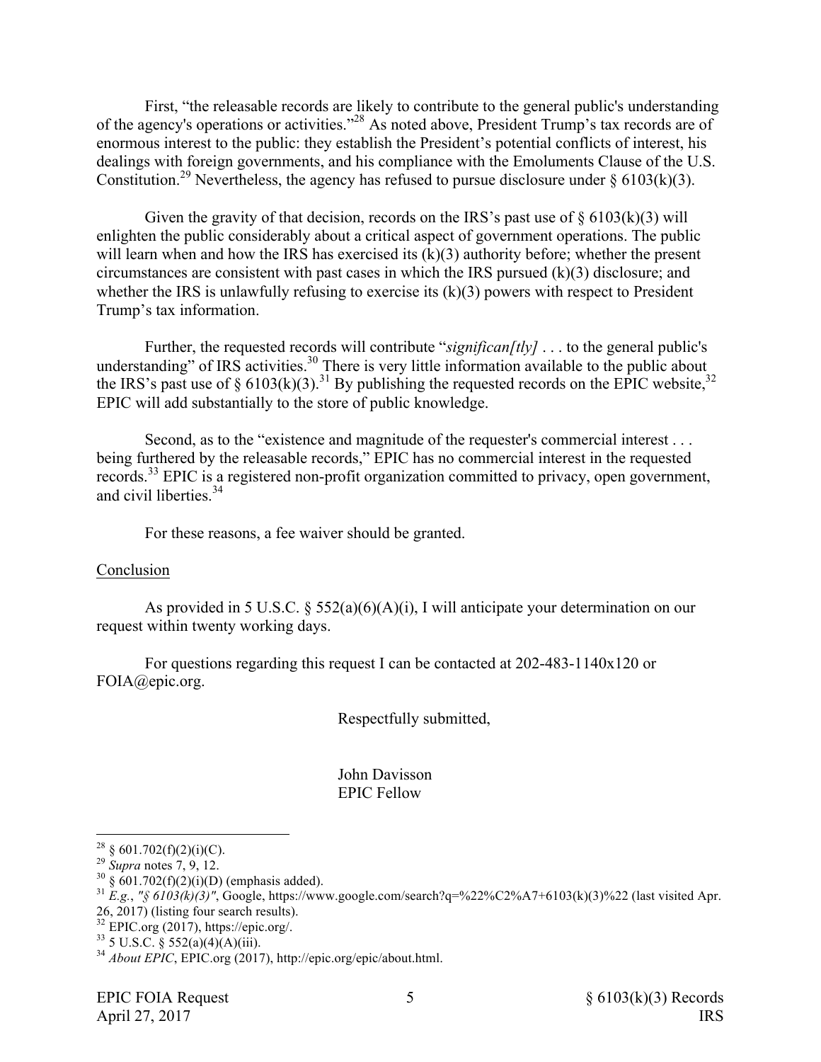First, "the releasable records are likely to contribute to the general public's understanding of the agency's operations or activities."[28] As noted above, President Trump's tax records are of enormous interest to the public: they establish the President's potential conflicts of interest, his dealings with foreign governments, and his compliance with the Emoluments Clause of the U.S. Constitution.[29] Nevertheless, the agency has refused to pursue disclosure under § 6103(k)(3).

Given the gravity of that decision, records on the IRS's past use of § 6103(k)(3) will enlighten the public considerably about a critical aspect of government operations. The public will learn when and how the IRS has exercised its (k)(3) authority before; whether the present circumstances are consistent with past cases in which the IRS pursued (k)(3) disclosure; and whether the IRS is unlawfully refusing to exercise its (k)(3) powers with respect to President Trump's tax information.

Further, the requested records will contribute "*significan[tly]* . . . to the general public's understanding" of IRS activities.[30] There is very little information available to the public about the IRS's past use of § 6103(k)(3).[31] By publishing the requested records on the EPIC website,[32] EPIC will add substantially to the store of public knowledge.

Second, as to the "existence and magnitude of the requester's commercial interest . . . being furthered by the releasable records," EPIC has no commercial interest in the requested records.[33] EPIC is a registered non-profit organization committed to privacy, open government, and civil liberties.[34]

For these reasons, a fee waiver should be granted.

Conclusion

As provided in 5 U.S.C. § 552(a)(6)(A)(i), I will anticipate your determination on our request within twenty working days.

For questions regarding this request I can be contacted at 202-483-1140x120 or FOIA@epic.org.

Respectfully submitted,

John Davisson
EPIC Fellow

---

[28] § 601.702(f)(2)(i)(C).

[29] *Supra* notes 7, 9, 12.

[30] § 601.702(f)(2)(i)(D) (emphasis added).

[31] *E.g.*, *"§ 6103(k)(3)"*, Google, https://www.google.com/search?q=%22%C2%A7+6103(k)(3)%22 (last visited Apr. 26, 2017) (listing four search results).

[32] EPIC.org (2017), https://epic.org/.

[33] 5 U.S.C. § 552(a)(4)(A)(iii).

[34] *About EPIC*, EPIC.org (2017), http://epic.org/epic/about.html.